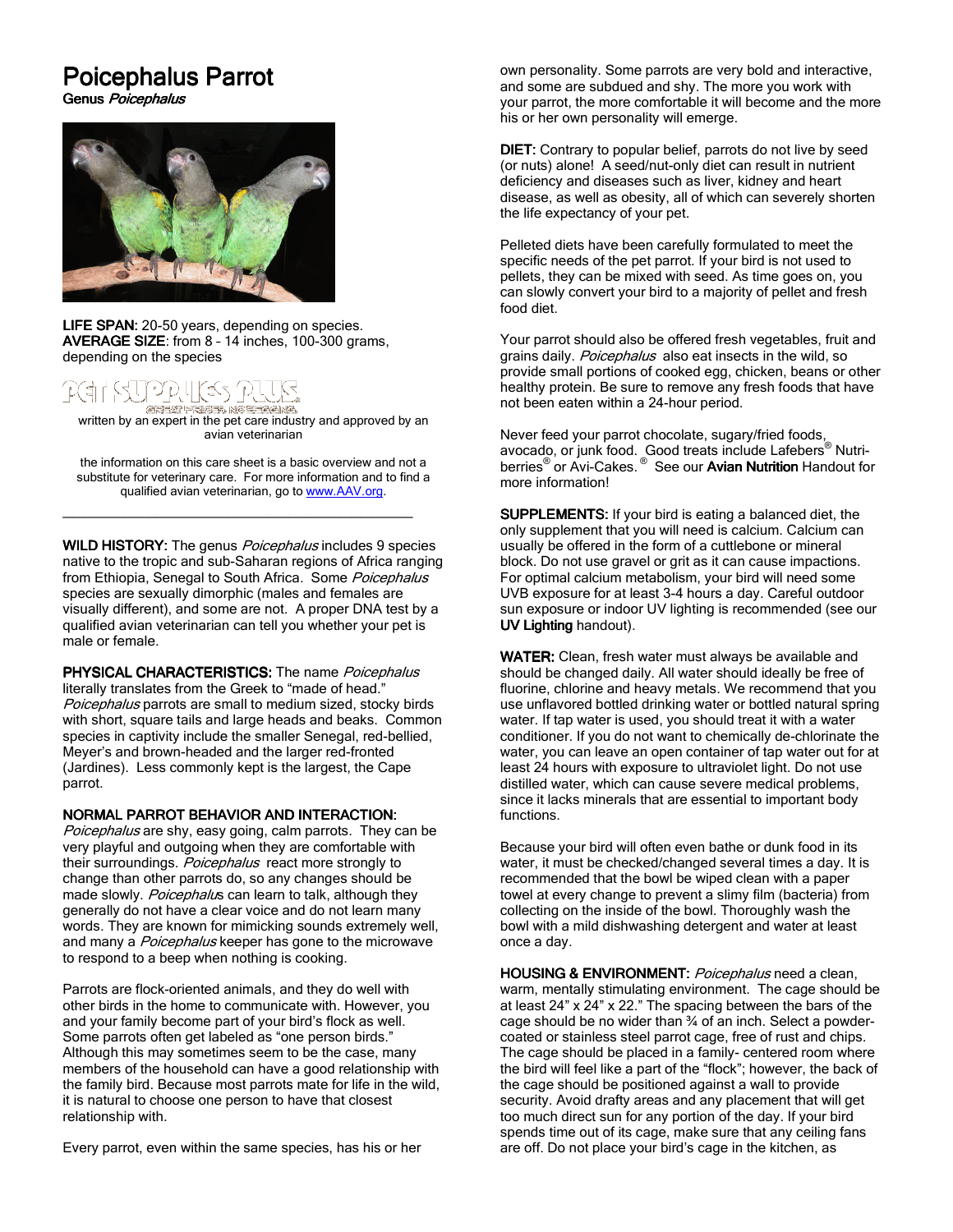# Poicephalus Parrot

**Genus *Poicephalus***

**LIFE SPAN:** 20-50 years, depending on species.
**AVERAGE SIZE**: from 8 – 14 inches, 100-300 grams, depending on the species

PET SUPPLIES PLUS
GREAT PRICES, NO BEGGING.

written by an expert in the pet care industry and approved by an avian veterinarian

the information on this care sheet is a basic overview and not a substitute for veterinary care. For more information and to find a qualified avian veterinarian, go to www.AAV.org.

---

**WILD HISTORY:** The genus *Poicephalus* includes 9 species native to the tropic and sub-Saharan regions of Africa ranging from Ethiopia, Senegal to South Africa. Some *Poicephalus* species are sexually dimorphic (males and females are visually different), and some are not. A proper DNA test by a qualified avian veterinarian can tell you whether your pet is male or female.

**PHYSICAL CHARACTERISTICS:** The name *Poicephalus* literally translates from the Greek to "made of head." *Poicephalus* parrots are small to medium sized, stocky birds with short, square tails and large heads and beaks. Common species in captivity include the smaller Senegal, red-bellied, Meyer's and brown-headed and the larger red-fronted (Jardines). Less commonly kept is the largest, the Cape parrot.

**NORMAL PARROT BEHAVIOR AND INTERACTION:** *Poicephalus* are shy, easy going, calm parrots. They can be very playful and outgoing when they are comfortable with their surroundings. *Poicephalus* react more strongly to change than other parrots do, so any changes should be made slowly. *Poicephalus* can learn to talk, although they generally do not have a clear voice and do not learn many words. They are known for mimicking sounds extremely well, and many a *Poicephalus* keeper has gone to the microwave to respond to a beep when nothing is cooking.

Parrots are flock-oriented animals, and they do well with other birds in the home to communicate with. However, you and your family become part of your bird's flock as well. Some parrots often get labeled as "one person birds." Although this may sometimes seem to be the case, many members of the household can have a good relationship with the family bird. Because most parrots mate for life in the wild, it is natural to choose one person to have that closest relationship with.

Every parrot, even within the same species, has his or her own personality. Some parrots are very bold and interactive, and some are subdued and shy. The more you work with your parrot, the more comfortable it will become and the more his or her own personality will emerge.

**DIET:** Contrary to popular belief, parrots do not live by seed (or nuts) alone! A seed/nut-only diet can result in nutrient deficiency and diseases such as liver, kidney and heart disease, as well as obesity, all of which can severely shorten the life expectancy of your pet.

Pelleted diets have been carefully formulated to meet the specific needs of the pet parrot. If your bird is not used to pellets, they can be mixed with seed. As time goes on, you can slowly convert your bird to a majority of pellet and fresh food diet.

Your parrot should also be offered fresh vegetables, fruit and grains daily. *Poicephalus* also eat insects in the wild, so provide small portions of cooked egg, chicken, beans or other healthy protein. Be sure to remove any fresh foods that have not been eaten within a 24-hour period.

Never feed your parrot chocolate, sugary/fried foods, avocado, or junk food. Good treats include Lafebers® Nutri-berries® or Avi-Cakes.® See our **Avian Nutrition** Handout for more information!

**SUPPLEMENTS:** If your bird is eating a balanced diet, the only supplement that you will need is calcium. Calcium can usually be offered in the form of a cuttlebone or mineral block. Do not use gravel or grit as it can cause impactions. For optimal calcium metabolism, your bird will need some UVB exposure for at least 3-4 hours a day. Careful outdoor sun exposure or indoor UV lighting is recommended (see our **UV Lighting** handout).

**WATER:** Clean, fresh water must always be available and should be changed daily. All water should ideally be free of fluorine, chlorine and heavy metals. We recommend that you use unflavored bottled drinking water or bottled natural spring water. If tap water is used, you should treat it with a water conditioner. If you do not want to chemically de-chlorinate the water, you can leave an open container of tap water out for at least 24 hours with exposure to ultraviolet light. Do not use distilled water, which can cause severe medical problems, since it lacks minerals that are essential to important body functions.

Because your bird will often even bathe or dunk food in its water, it must be checked/changed several times a day. It is recommended that the bowl be wiped clean with a paper towel at every change to prevent a slimy film (bacteria) from collecting on the inside of the bowl. Thoroughly wash the bowl with a mild dishwashing detergent and water at least once a day.

**HOUSING & ENVIRONMENT:** *Poicephalus* need a clean, warm, mentally stimulating environment. The cage should be at least 24" x 24" x 22." The spacing between the bars of the cage should be no wider than ¾ of an inch. Select a powder-coated or stainless steel parrot cage, free of rust and chips. The cage should be placed in a family- centered room where the bird will feel like a part of the "flock"; however, the back of the cage should be positioned against a wall to provide security. Avoid drafty areas and any placement that will get too much direct sun for any portion of the day. If your bird spends time out of its cage, make sure that any ceiling fans are off. Do not place your bird's cage in the kitchen, as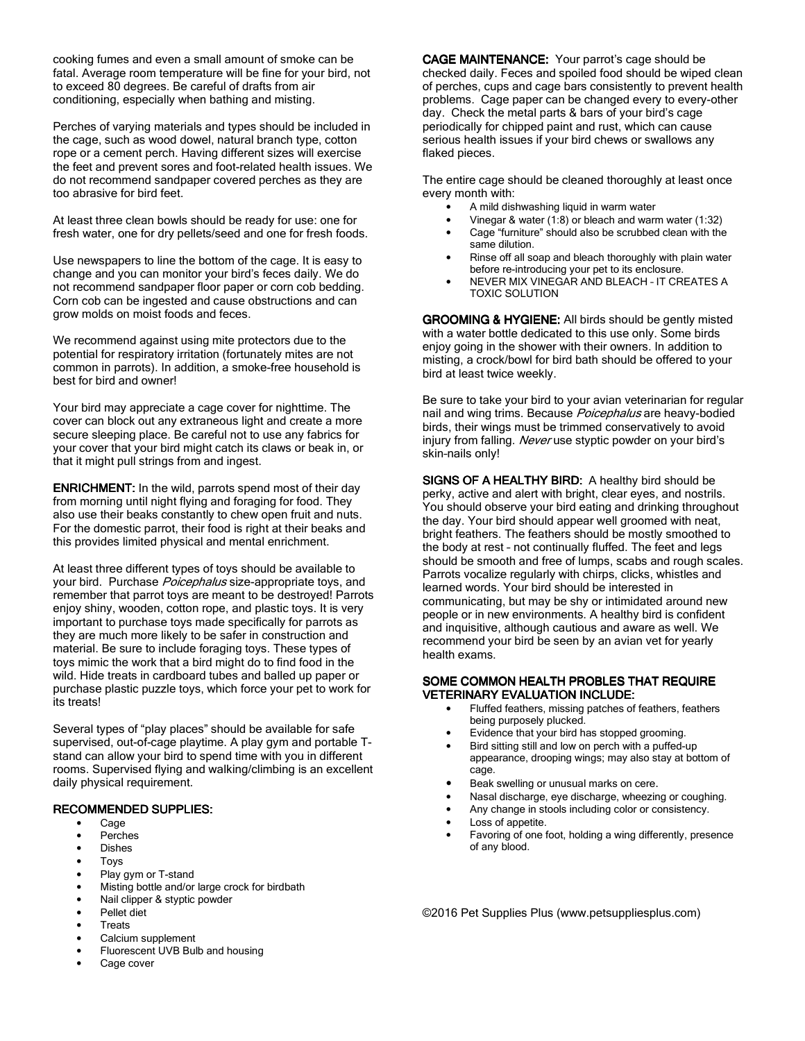cooking fumes and even a small amount of smoke can be fatal. Average room temperature will be fine for your bird, not to exceed 80 degrees. Be careful of drafts from air conditioning, especially when bathing and misting.

Perches of varying materials and types should be included in the cage, such as wood dowel, natural branch type, cotton rope or a cement perch. Having different sizes will exercise the feet and prevent sores and foot-related health issues. We do not recommend sandpaper covered perches as they are too abrasive for bird feet.

At least three clean bowls should be ready for use: one for fresh water, one for dry pellets/seed and one for fresh foods.

Use newspapers to line the bottom of the cage. It is easy to change and you can monitor your bird's feces daily. We do not recommend sandpaper floor paper or corn cob bedding. Corn cob can be ingested and cause obstructions and can grow molds on moist foods and feces.

We recommend against using mite protectors due to the potential for respiratory irritation (fortunately mites are not common in parrots). In addition, a smoke-free household is best for bird and owner!

Your bird may appreciate a cage cover for nighttime. The cover can block out any extraneous light and create a more secure sleeping place. Be careful not to use any fabrics for your cover that your bird might catch its claws or beak in, or that it might pull strings from and ingest.

**ENRICHMENT:** In the wild, parrots spend most of their day from morning until night flying and foraging for food. They also use their beaks constantly to chew open fruit and nuts. For the domestic parrot, their food is right at their beaks and this provides limited physical and mental enrichment.

At least three different types of toys should be available to your bird. Purchase *Poicephalus* size-appropriate toys, and remember that parrot toys are meant to be destroyed! Parrots enjoy shiny, wooden, cotton rope, and plastic toys. It is very important to purchase toys made specifically for parrots as they are much more likely to be safer in construction and material. Be sure to include foraging toys. These types of toys mimic the work that a bird might do to find food in the wild. Hide treats in cardboard tubes and balled up paper or purchase plastic puzzle toys, which force your pet to work for its treats!

Several types of "play places" should be available for safe supervised, out-of-cage playtime. A play gym and portable T-stand can allow your bird to spend time with you in different rooms. Supervised flying and walking/climbing is an excellent daily physical requirement.

**RECOMMENDED SUPPLIES:**

- Cage
- Perches
- Dishes
- Toys
- Play gym or T-stand
- Misting bottle and/or large crock for birdbath
- Nail clipper & styptic powder
- Pellet diet
- Treats
- Calcium supplement
- Fluorescent UVB Bulb and housing
- Cage cover

**CAGE MAINTENANCE:** Your parrot's cage should be checked daily. Feces and spoiled food should be wiped clean of perches, cups and cage bars consistently to prevent health problems. Cage paper can be changed every to every-other day. Check the metal parts & bars of your bird's cage periodically for chipped paint and rust, which can cause serious health issues if your bird chews or swallows any flaked pieces.

The entire cage should be cleaned thoroughly at least once every month with:

- A mild dishwashing liquid in warm water
- Vinegar & water (1:8) or bleach and warm water (1:32)
- Cage "furniture" should also be scrubbed clean with the same dilution.
- Rinse off all soap and bleach thoroughly with plain water before re-introducing your pet to its enclosure.
- NEVER MIX VINEGAR AND BLEACH – IT CREATES A TOXIC SOLUTION

**GROOMING & HYGIENE:** All birds should be gently misted with a water bottle dedicated to this use only. Some birds enjoy going in the shower with their owners. In addition to misting, a crock/bowl for bird bath should be offered to your bird at least twice weekly.

Be sure to take your bird to your avian veterinarian for regular nail and wing trims. Because *Poicephalus* are heavy-bodied birds, their wings must be trimmed conservatively to avoid injury from falling. *Never* use styptic powder on your bird's skin-nails only!

**SIGNS OF A HEALTHY BIRD:** A healthy bird should be perky, active and alert with bright, clear eyes, and nostrils. You should observe your bird eating and drinking throughout the day. Your bird should appear well groomed with neat, bright feathers. The feathers should be mostly smoothed to the body at rest – not continually fluffed. The feet and legs should be smooth and free of lumps, scabs and rough scales. Parrots vocalize regularly with chirps, clicks, whistles and learned words. Your bird should be interested in communicating, but may be shy or intimidated around new people or in new environments. A healthy bird is confident and inquisitive, although cautious and aware as well. We recommend your bird be seen by an avian vet for yearly health exams.

**SOME COMMON HEALTH PROBLES THAT REQUIRE VETERINARY EVALUATION INCLUDE:**

- Fluffed feathers, missing patches of feathers, feathers being purposely plucked.
- Evidence that your bird has stopped grooming.
- Bird sitting still and low on perch with a puffed-up appearance, drooping wings; may also stay at bottom of cage.
- Beak swelling or unusual marks on cere.
- Nasal discharge, eye discharge, wheezing or coughing.
- Any change in stools including color or consistency.
- Loss of appetite.
- Favoring of one foot, holding a wing differently, presence of any blood.

©2016 Pet Supplies Plus (www.petsuppliesplus.com)